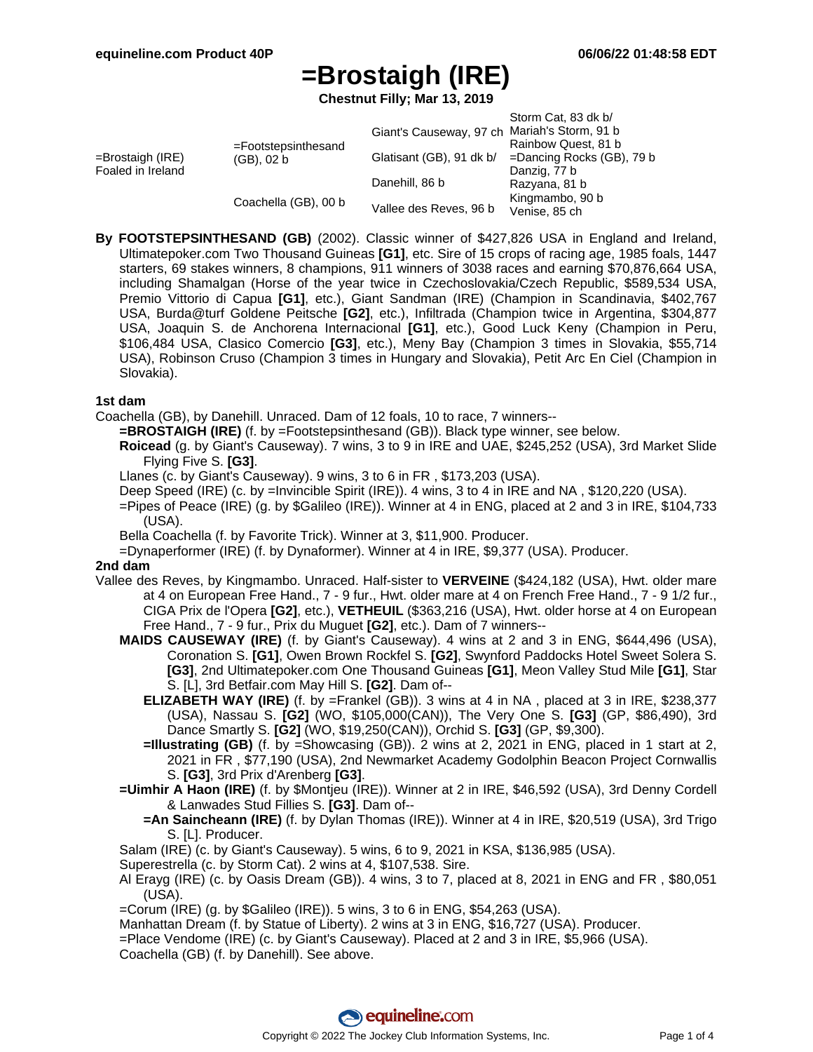# =Brostaigh (IRE)

**Chestnut Filly; Mar 13, 2019**

| | | | |
|---|---|---|---|
| =Brostaigh (IRE) Foaled in Ireland | =Footstepsinthesand (GB), 02 b | Giant's Causeway, 97 ch | Storm Cat, 83 dk b/ |
| | | | Mariah's Storm, 91 b |
| | | Glatisant (GB), 91 dk b/ | Rainbow Quest, 81 b |
| | | | =Dancing Rocks (GB), 79 b |
| | Coachella (GB), 00 b | Danehill, 86 b | Danzig, 77 b |
| | | | Razyana, 81 b |
| | | Vallee des Reves, 96 b | Kingmambo, 90 b |
| | | | Venise, 85 ch |

**By FOOTSTEPSINTHESAND (GB)** (2002). Classic winner of $427,826 USA in England and Ireland, Ultimatepoker.com Two Thousand Guineas **[G1]**, etc. Sire of 15 crops of racing age, 1985 foals, 1447 starters, 69 stakes winners, 8 champions, 911 winners of 3038 races and earning $70,876,664 USA, including Shamalgan (Horse of the year twice in Czechoslovakia/Czech Republic, $589,534 USA, Premio Vittorio di Capua **[G1]**, etc.), Giant Sandman (IRE) (Champion in Scandinavia, $402,767 USA, Burda@turf Goldene Peitsche **[G2]**, etc.), Infiltrada (Champion twice in Argentina, $304,877 USA, Joaquin S. de Anchorena Internacional **[G1]**, etc.), Good Luck Keny (Champion in Peru, $106,484 USA, Clasico Comercio **[G3]**, etc.), Meny Bay (Champion 3 times in Slovakia, $55,714 USA), Robinson Cruso (Champion 3 times in Hungary and Slovakia), Petit Arc En Ciel (Champion in Slovakia).

### 1st dam

Coachella (GB), by Danehill. Unraced. Dam of 12 foals, 10 to race, 7 winners--

- **=BROSTAIGH (IRE)** (f. by =Footstepsinthesand (GB)). Black type winner, see below.
- **Roicead** (g. by Giant's Causeway). 7 wins, 3 to 9 in IRE and UAE, $245,252 (USA), 3rd Market Slide Flying Five S. **[G3]**.
- Llanes (c. by Giant's Causeway). 9 wins, 3 to 6 in FR , $173,203 (USA).
- Deep Speed (IRE) (c. by =Invincible Spirit (IRE)). 4 wins, 3 to 4 in IRE and NA , $120,220 (USA).
- =Pipes of Peace (IRE) (g. by $Galileo (IRE)). Winner at 4 in ENG, placed at 2 and 3 in IRE, $104,733 (USA).
- Bella Coachella (f. by Favorite Trick). Winner at 3, $11,900. Producer.
- =Dynaperformer (IRE) (f. by Dynaformer). Winner at 4 in IRE, $9,377 (USA). Producer.

### 2nd dam

Vallee des Reves, by Kingmambo. Unraced. Half-sister to **VERVEINE** ($424,182 (USA), Hwt. older mare at 4 on European Free Hand., 7 - 9 fur., Hwt. older mare at 4 on French Free Hand., 7 - 9 1/2 fur., CIGA Prix de l'Opera **[G2]**, etc.), **VETHEUIL** ($363,216 (USA), Hwt. older horse at 4 on European Free Hand., 7 - 9 fur., Prix du Muguet **[G2]**, etc.). Dam of 7 winners--

- **MAIDS CAUSEWAY (IRE)** (f. by Giant's Causeway). 4 wins at 2 and 3 in ENG, $644,496 (USA), Coronation S. **[G1]**, Owen Brown Rockfel S. **[G2]**, Swynford Paddocks Hotel Sweet Solera S. **[G3]**, 2nd Ultimatepoker.com One Thousand Guineas **[G1]**, Meon Valley Stud Mile **[G1]**, Star S. [L], 3rd Betfair.com May Hill S. **[G2]**. Dam of--
  - **ELIZABETH WAY (IRE)** (f. by =Frankel (GB)). 3 wins at 4 in NA , placed at 3 in IRE, $238,377 (USA), Nassau S. **[G2]** (WO, $105,000(CAN)), The Very One S. **[G3]** (GP, $86,490), 3rd Dance Smartly S. **[G2]** (WO, $19,250(CAN)), Orchid S. **[G3]** (GP, $9,300).
  - **=Illustrating (GB)** (f. by =Showcasing (GB)). 2 wins at 2, 2021 in ENG, placed in 1 start at 2, 2021 in FR , $77,190 (USA), 2nd Newmarket Academy Godolphin Beacon Project Cornwallis S. **[G3]**, 3rd Prix d'Arenberg **[G3]**.
- **=Uimhir A Haon (IRE)** (f. by $Montjeu (IRE)). Winner at 2 in IRE, $46,592 (USA), 3rd Denny Cordell & Lanwades Stud Fillies S. **[G3]**. Dam of--
  - **=An Saincheann (IRE)** (f. by Dylan Thomas (IRE)). Winner at 4 in IRE, $20,519 (USA), 3rd Trigo S. [L]. Producer.
- Salam (IRE) (c. by Giant's Causeway). 5 wins, 6 to 9, 2021 in KSA, $136,985 (USA).
- Superestrella (c. by Storm Cat). 2 wins at 4, $107,538. Sire.
- Al Erayg (IRE) (c. by Oasis Dream (GB)). 4 wins, 3 to 7, placed at 8, 2021 in ENG and FR , $80,051 (USA).
- =Corum (IRE) (g. by $Galileo (IRE)). 5 wins, 3 to 6 in ENG, $54,263 (USA).
- Manhattan Dream (f. by Statue of Liberty). 2 wins at 3 in ENG, $16,727 (USA). Producer.
- =Place Vendome (IRE) (c. by Giant's Causeway). Placed at 2 and 3 in IRE, $5,966 (USA).
- Coachella (GB) (f. by Danehill). See above.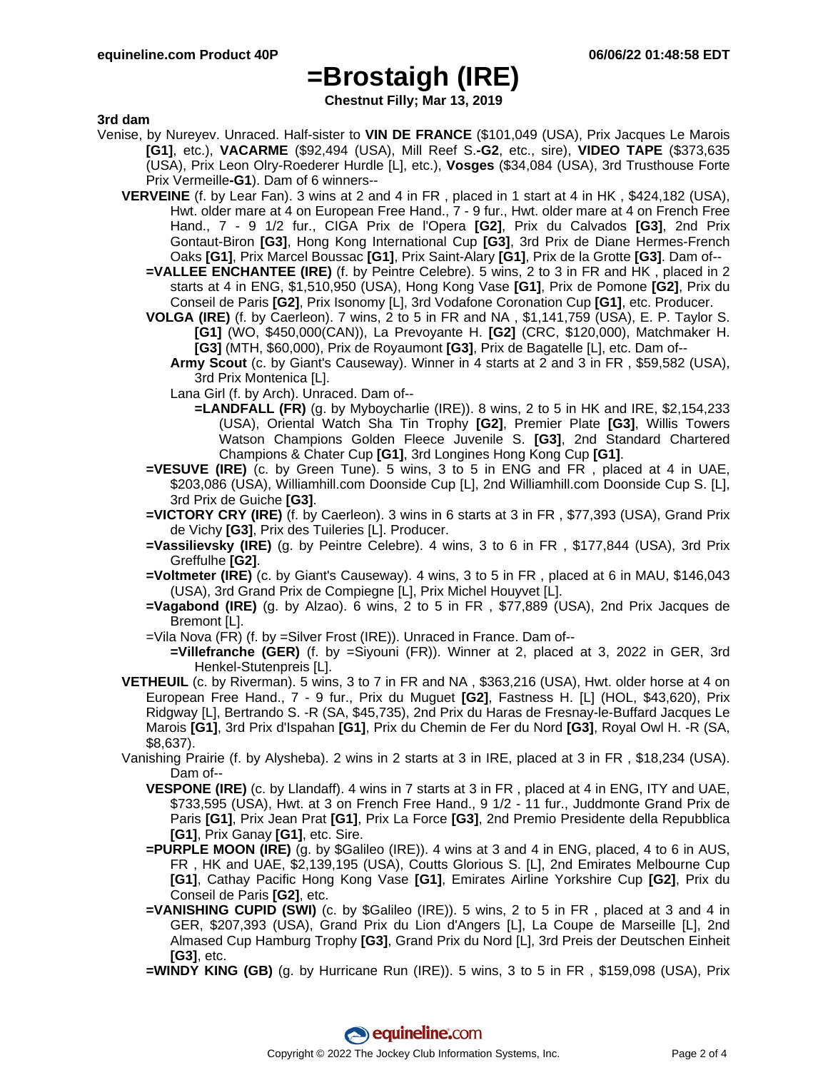# =Brostaigh (IRE)

**Chestnut Filly; Mar 13, 2019**

**3rd dam**

Venise, by Nureyev. Unraced. Half-sister to **VIN DE FRANCE** ($101,049 (USA), Prix Jacques Le Marois **[G1]**, etc.), **VACARME** ($92,494 (USA), Mill Reef S.**-G2**, etc., sire), **VIDEO TAPE** ($373,635 (USA), Prix Leon Olry-Roederer Hurdle [L], etc.), **Vosges** ($34,084 (USA), 3rd Trusthouse Forte Prix Vermeille**-G1**). Dam of 6 winners--

- **VERVEINE** (f. by Lear Fan). 3 wins at 2 and 4 in FR , placed in 1 start at 4 in HK , $424,182 (USA), Hwt. older mare at 4 on European Free Hand., 7 - 9 fur., Hwt. older mare at 4 on French Free Hand., 7 - 9 1/2 fur., CIGA Prix de l'Opera **[G2]**, Prix du Calvados **[G3]**, 2nd Prix Gontaut-Biron **[G3]**, Hong Kong International Cup **[G3]**, 3rd Prix de Diane Hermes-French Oaks **[G1]**, Prix Marcel Boussac **[G1]**, Prix Saint-Alary **[G1]**, Prix de la Grotte **[G3]**. Dam of--
  - **=VALLEE ENCHANTEE (IRE)** (f. by Peintre Celebre). 5 wins, 2 to 3 in FR and HK , placed in 2 starts at 4 in ENG, $1,510,950 (USA), Hong Kong Vase **[G1]**, Prix de Pomone **[G2]**, Prix du Conseil de Paris **[G2]**, Prix Isonomy [L], 3rd Vodafone Coronation Cup **[G1]**, etc. Producer.
  - **VOLGA (IRE)** (f. by Caerleon). 7 wins, 2 to 5 in FR and NA , $1,141,759 (USA), E. P. Taylor S. **[G1]** (WO, $450,000(CAN)), La Prevoyante H. **[G2]** (CRC, $120,000), Matchmaker H. **[G3]** (MTH, $60,000), Prix de Royaumont **[G3]**, Prix de Bagatelle [L], etc. Dam of--
    - **Army Scout** (c. by Giant's Causeway). Winner in 4 starts at 2 and 3 in FR , $59,582 (USA), 3rd Prix Montenica [L].
    - Lana Girl (f. by Arch). Unraced. Dam of--
      - **=LANDFALL (FR)** (g. by Myboycharlie (IRE)). 8 wins, 2 to 5 in HK and IRE, $2,154,233 (USA), Oriental Watch Sha Tin Trophy **[G2]**, Premier Plate **[G3]**, Willis Towers Watson Champions Golden Fleece Juvenile S. **[G3]**, 2nd Standard Chartered Champions & Chater Cup **[G1]**, 3rd Longines Hong Kong Cup **[G1]**.
  - **=VESUVE (IRE)** (c. by Green Tune). 5 wins, 3 to 5 in ENG and FR , placed at 4 in UAE, $203,086 (USA), Williamhill.com Doonside Cup [L], 2nd Williamhill.com Doonside Cup S. [L], 3rd Prix de Guiche **[G3]**.
  - **=VICTORY CRY (IRE)** (f. by Caerleon). 3 wins in 6 starts at 3 in FR , $77,393 (USA), Grand Prix de Vichy **[G3]**, Prix des Tuileries [L]. Producer.
  - **=Vassilievsky (IRE)** (g. by Peintre Celebre). 4 wins, 3 to 6 in FR , $177,844 (USA), 3rd Prix Greffulhe **[G2]**.
  - **=Voltmeter (IRE)** (c. by Giant's Causeway). 4 wins, 3 to 5 in FR , placed at 6 in MAU, $146,043 (USA), 3rd Grand Prix de Compiegne [L], Prix Michel Houyvet [L].
  - **=Vagabond (IRE)** (g. by Alzao). 6 wins, 2 to 5 in FR , $77,889 (USA), 2nd Prix Jacques de Bremont [L].
  - =Vila Nova (FR) (f. by =Silver Frost (IRE)). Unraced in France. Dam of--
    - **=Villefranche (GER)** (f. by =Siyouni (FR)). Winner at 2, placed at 3, 2022 in GER, 3rd Henkel-Stutenpreis [L].
- **VETHEUIL** (c. by Riverman). 5 wins, 3 to 7 in FR and NA , $363,216 (USA), Hwt. older horse at 4 on European Free Hand., 7 - 9 fur., Prix du Muguet **[G2]**, Fastness H. [L] (HOL, $43,620), Prix Ridgway [L], Bertrando S. -R (SA, $45,735), 2nd Prix du Haras de Fresnay-le-Buffard Jacques Le Marois **[G1]**, 3rd Prix d'Ispahan **[G1]**, Prix du Chemin de Fer du Nord **[G3]**, Royal Owl H. -R (SA, $8,637).
- Vanishing Prairie (f. by Alysheba). 2 wins in 2 starts at 3 in IRE, placed at 3 in FR , $18,234 (USA). Dam of--
  - **VESPONE (IRE)** (c. by Llandaff). 4 wins in 7 starts at 3 in FR , placed at 4 in ENG, ITY and UAE, $733,595 (USA), Hwt. at 3 on French Free Hand., 9 1/2 - 11 fur., Juddmonte Grand Prix de Paris **[G1]**, Prix Jean Prat **[G1]**, Prix La Force **[G3]**, 2nd Premio Presidente della Repubblica **[G1]**, Prix Ganay **[G1]**, etc. Sire.
  - **=PURPLE MOON (IRE)** (g. by $Galileo (IRE)). 4 wins at 3 and 4 in ENG, placed, 4 to 6 in AUS, FR , HK and UAE, $2,139,195 (USA), Coutts Glorious S. [L], 2nd Emirates Melbourne Cup **[G1]**, Cathay Pacific Hong Kong Vase **[G1]**, Emirates Airline Yorkshire Cup **[G2]**, Prix du Conseil de Paris **[G2]**, etc.
  - **=VANISHING CUPID (SWI)** (c. by $Galileo (IRE)). 5 wins, 2 to 5 in FR , placed at 3 and 4 in GER, $207,393 (USA), Grand Prix du Lion d'Angers [L], La Coupe de Marseille [L], 2nd Almased Cup Hamburg Trophy **[G3]**, Grand Prix du Nord [L], 3rd Preis der Deutschen Einheit **[G3]**, etc.
  - **=WINDY KING (GB)** (g. by Hurricane Run (IRE)). 5 wins, 3 to 5 in FR , $159,098 (USA), Prix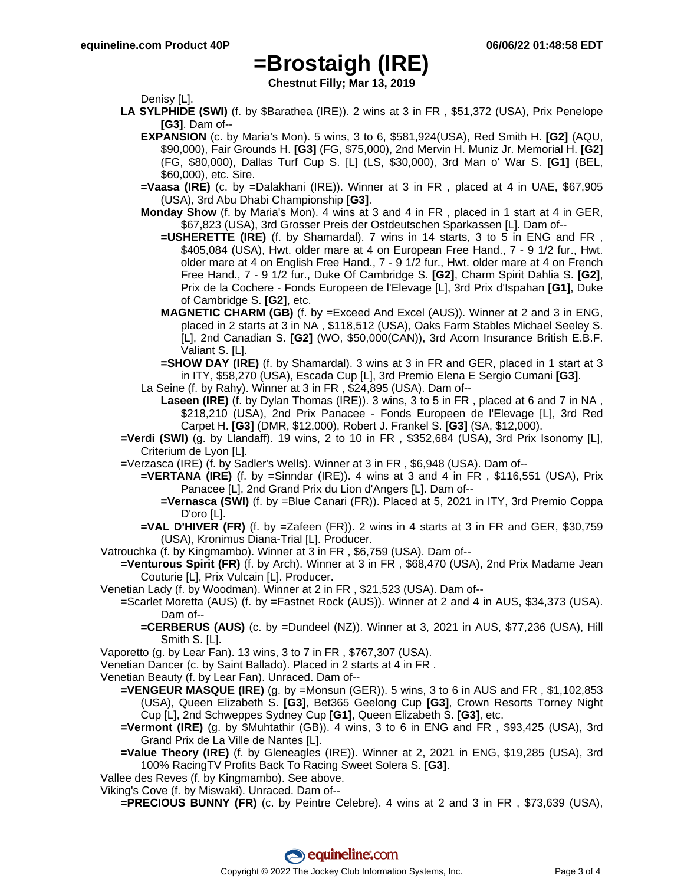# =Brostaigh (IRE)

**Chestnut Filly; Mar 13, 2019**

Denisy [L].

**LA SYLPHIDE (SWI)** (f. by $Barathea (IRE)). 2 wins at 3 in FR , $51,372 (USA), Prix Penelope **[G3]**. Dam of--

**EXPANSION** (c. by Maria's Mon). 5 wins, 3 to 6, $581,924(USA), Red Smith H. **[G2]** (AQU, $90,000), Fair Grounds H. **[G3]** (FG, $75,000), 2nd Mervin H. Muniz Jr. Memorial H. **[G2]** (FG, $80,000), Dallas Turf Cup S. [L] (LS, $30,000), 3rd Man o' War S. **[G1]** (BEL, $60,000), etc. Sire.

**=Vaasa (IRE)** (c. by =Dalakhani (IRE)). Winner at 3 in FR , placed at 4 in UAE, $67,905 (USA), 3rd Abu Dhabi Championship **[G3]**.

**Monday Show** (f. by Maria's Mon). 4 wins at 3 and 4 in FR , placed in 1 start at 4 in GER, $67,823 (USA), 3rd Grosser Preis der Ostdeutschen Sparkassen [L]. Dam of--

**=USHERETTE (IRE)** (f. by Shamardal). 7 wins in 14 starts, 3 to 5 in ENG and FR , $405,084 (USA), Hwt. older mare at 4 on European Free Hand., 7 - 9 1/2 fur., Hwt. older mare at 4 on English Free Hand., 7 - 9 1/2 fur., Hwt. older mare at 4 on French Free Hand., 7 - 9 1/2 fur., Duke Of Cambridge S. **[G2]**, Charm Spirit Dahlia S. **[G2]**, Prix de la Cochere - Fonds Europeen de l'Elevage [L], 3rd Prix d'Ispahan **[G1]**, Duke of Cambridge S. **[G2]**, etc.

**MAGNETIC CHARM (GB)** (f. by =Exceed And Excel (AUS)). Winner at 2 and 3 in ENG, placed in 2 starts at 3 in NA , $118,512 (USA), Oaks Farm Stables Michael Seeley S. [L], 2nd Canadian S. **[G2]** (WO, $50,000(CAN)), 3rd Acorn Insurance British E.B.F. Valiant S. [L].

**=SHOW DAY (IRE)** (f. by Shamardal). 3 wins at 3 in FR and GER, placed in 1 start at 3 in ITY, $58,270 (USA), Escada Cup [L], 3rd Premio Elena E Sergio Cumani **[G3]**.

La Seine (f. by Rahy). Winner at 3 in FR , $24,895 (USA). Dam of--

**Laseen (IRE)** (f. by Dylan Thomas (IRE)). 3 wins, 3 to 5 in FR , placed at 6 and 7 in NA , $218,210 (USA), 2nd Prix Panacee - Fonds Europeen de l'Elevage [L], 3rd Red Carpet H. **[G3]** (DMR, $12,000), Robert J. Frankel S. **[G3]** (SA, $12,000).

**=Verdi (SWI)** (g. by Llandaff). 19 wins, 2 to 10 in FR , $352,684 (USA), 3rd Prix Isonomy [L], Criterium de Lyon [L].

=Verzasca (IRE) (f. by Sadler's Wells). Winner at 3 in FR , $6,948 (USA). Dam of--

**=VERTANA (IRE)** (f. by =Sinndar (IRE)). 4 wins at 3 and 4 in FR , $116,551 (USA), Prix Panacee [L], 2nd Grand Prix du Lion d'Angers [L]. Dam of--

**=Vernasca (SWI)** (f. by =Blue Canari (FR)). Placed at 5, 2021 in ITY, 3rd Premio Coppa D'oro [L].

**=VAL D'HIVER (FR)** (f. by =Zafeen (FR)). 2 wins in 4 starts at 3 in FR and GER, $30,759 (USA), Kronimus Diana-Trial [L]. Producer.

Vatrouchka (f. by Kingmambo). Winner at 3 in FR , $6,759 (USA). Dam of--

**=Venturous Spirit (FR)** (f. by Arch). Winner at 3 in FR , $68,470 (USA), 2nd Prix Madame Jean Couturie [L], Prix Vulcain [L]. Producer.

Venetian Lady (f. by Woodman). Winner at 2 in FR , $21,523 (USA). Dam of--

=Scarlet Moretta (AUS) (f. by =Fastnet Rock (AUS)). Winner at 2 and 4 in AUS, $34,373 (USA). Dam of--

**=CERBERUS (AUS)** (c. by =Dundeel (NZ)). Winner at 3, 2021 in AUS, $77,236 (USA), Hill Smith S. [L].

Vaporetto (g. by Lear Fan). 13 wins, 3 to 7 in FR , $767,307 (USA).

Venetian Dancer (c. by Saint Ballado). Placed in 2 starts at 4 in FR .

Venetian Beauty (f. by Lear Fan). Unraced. Dam of--

**=VENGEUR MASQUE (IRE)** (g. by =Monsun (GER)). 5 wins, 3 to 6 in AUS and FR , $1,102,853 (USA), Queen Elizabeth S. **[G3]**, Bet365 Geelong Cup **[G3]**, Crown Resorts Torney Night Cup [L], 2nd Schweppes Sydney Cup **[G1]**, Queen Elizabeth S. **[G3]**, etc.

**=Vermont (IRE)** (g. by $Muhtathir (GB)). 4 wins, 3 to 6 in ENG and FR , $93,425 (USA), 3rd Grand Prix de La Ville de Nantes [L].

**=Value Theory (IRE)** (f. by Gleneagles (IRE)). Winner at 2, 2021 in ENG, $19,285 (USA), 3rd 100% RacingTV Profits Back To Racing Sweet Solera S. **[G3]**.

Vallee des Reves (f. by Kingmambo). See above.

Viking's Cove (f. by Miswaki). Unraced. Dam of--

**=PRECIOUS BUNNY (FR)** (c. by Peintre Celebre). 4 wins at 2 and 3 in FR , $73,639 (USA),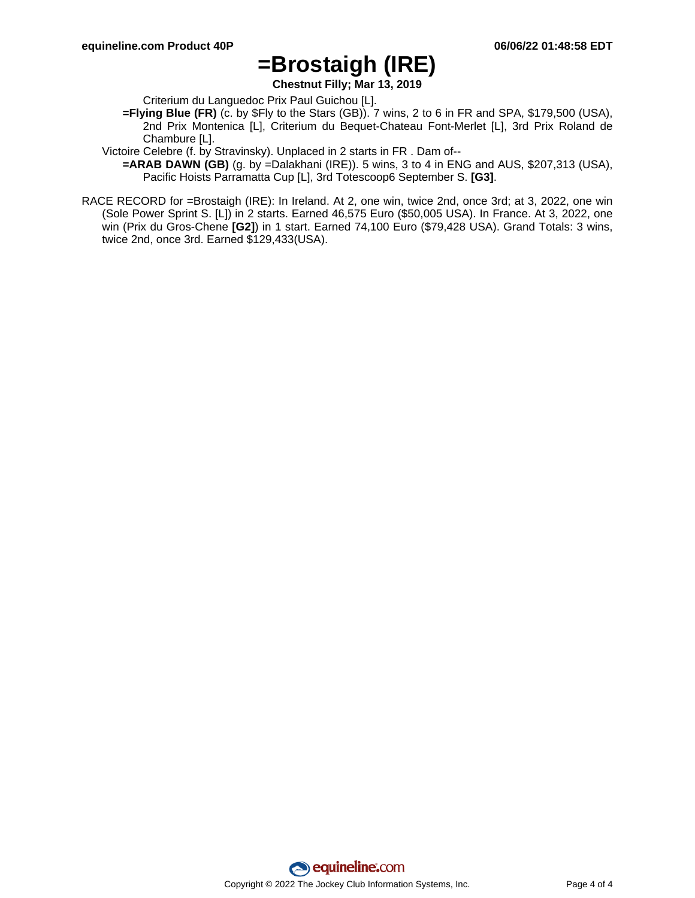# =Brostaigh (IRE)

**Chestnut Filly; Mar 13, 2019**

Criterium du Languedoc Prix Paul Guichou [L].

**=Flying Blue (FR)** (c. by $Fly to the Stars (GB)). 7 wins, 2 to 6 in FR and SPA, $179,500 (USA), 2nd Prix Montenica [L], Criterium du Bequet-Chateau Font-Merlet [L], 3rd Prix Roland de Chambure [L].

Victoire Celebre (f. by Stravinsky). Unplaced in 2 starts in FR . Dam of--

**=ARAB DAWN (GB)** (g. by =Dalakhani (IRE)). 5 wins, 3 to 4 in ENG and AUS, $207,313 (USA), Pacific Hoists Parramatta Cup [L], 3rd Totescoop6 September S. **[G3]**.

RACE RECORD for =Brostaigh (IRE): In Ireland. At 2, one win, twice 2nd, once 3rd; at 3, 2022, one win (Sole Power Sprint S. [L]) in 2 starts. Earned 46,575 Euro ($50,005 USA). In France. At 3, 2022, one win (Prix du Gros-Chene **[G2]**) in 1 start. Earned 74,100 Euro ($79,428 USA). Grand Totals: 3 wins, twice 2nd, once 3rd. Earned $129,433(USA).